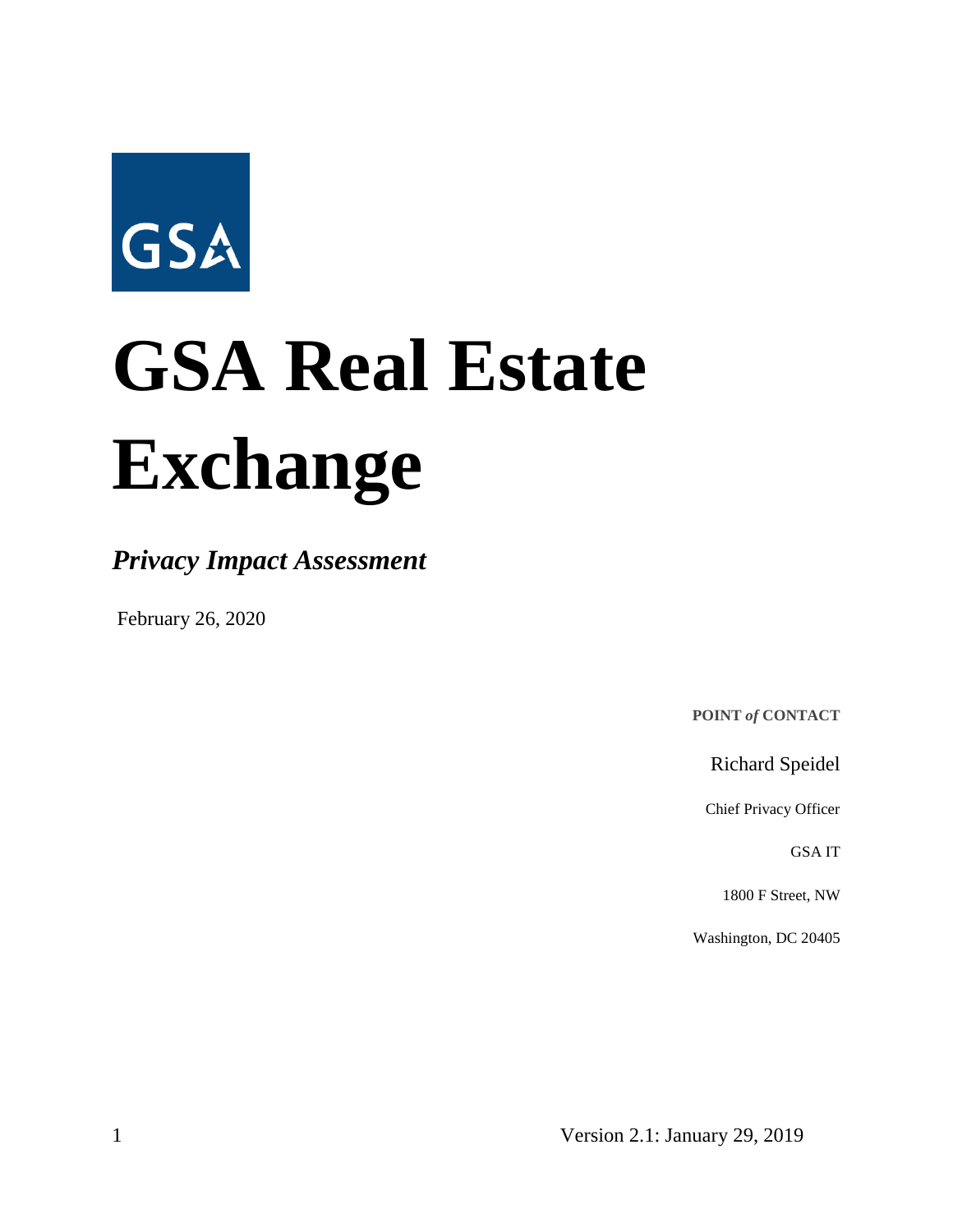GSA

# GSA Real Estate Exchange

## *Privacy Impact Assessment*

February 26, 2020

**POINT *of* CONTACT**

Richard Speidel

Chief Privacy Officer

GSA IT

1800 F Street, NW

Washington, DC 20405

Version 2.1: January 29, 2019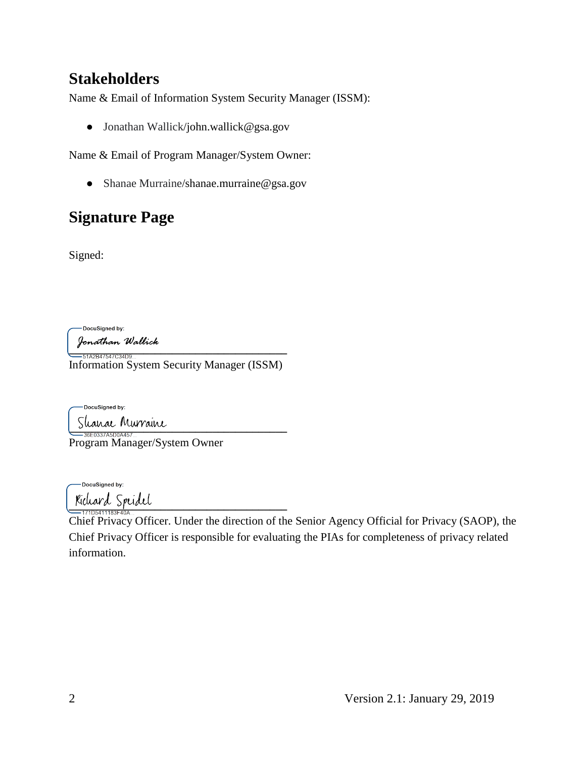## Stakeholders

Name & Email of Information System Security Manager (ISSM):

- Jonathan Wallick/john.wallick@gsa.gov

Name & Email of Program Manager/System Owner:

- Shanae Murraine/shanae.murraine@gsa.gov

## Signature Page

Signed:

DocuSigned by:
Jonathan Wallick
51A2B47547C34D9...
Information System Security Manager (ISSM)

DocuSigned by:
Shanae Murraine
36E0337A5D0A457...
Program Manager/System Owner

DocuSigned by:
Richard Speidel
171D5411183F40A...
Chief Privacy Officer. Under the direction of the Senior Agency Official for Privacy (SAOP), the Chief Privacy Officer is responsible for evaluating the PIAs for completeness of privacy related information.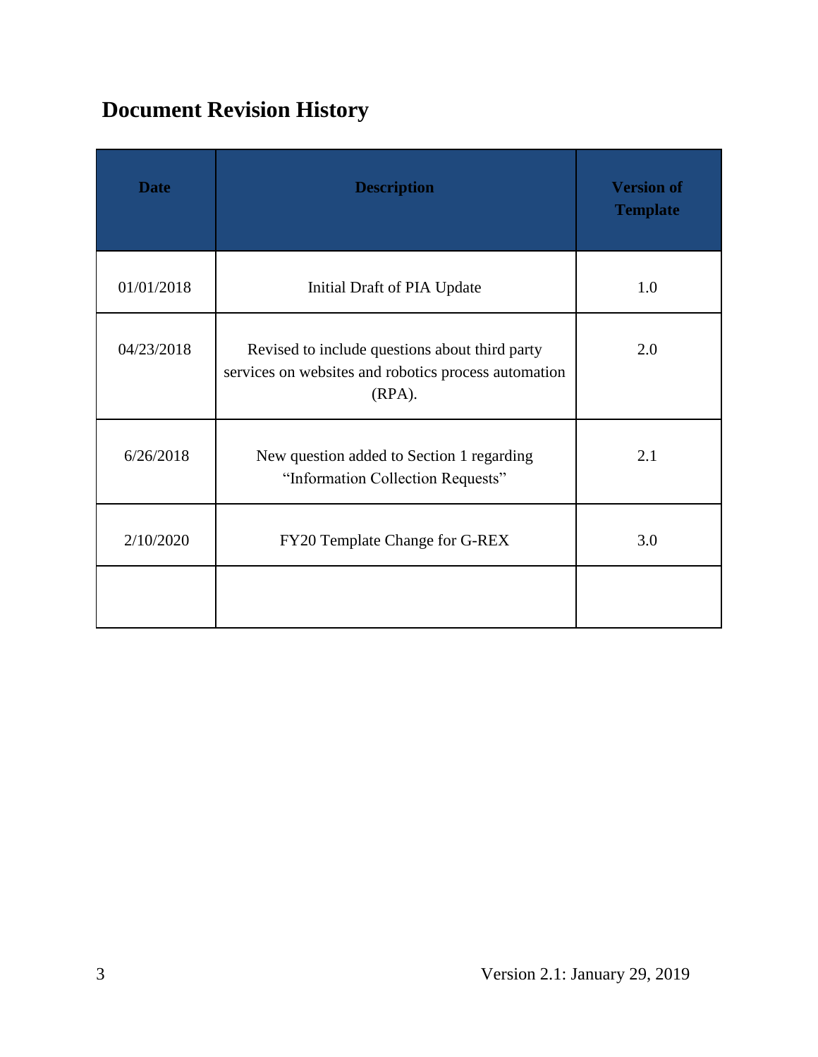# Document Revision History

| Date | Description | Version of Template |
|---|---|---|
| 01/01/2018 | Initial Draft of PIA Update | 1.0 |
| 04/23/2018 | Revised to include questions about third party services on websites and robotics process automation (RPA). | 2.0 |
| 6/26/2018 | New question added to Section 1 regarding "Information Collection Requests" | 2.1 |
| 2/10/2020 | FY20 Template Change for G-REX | 3.0 |
| | | |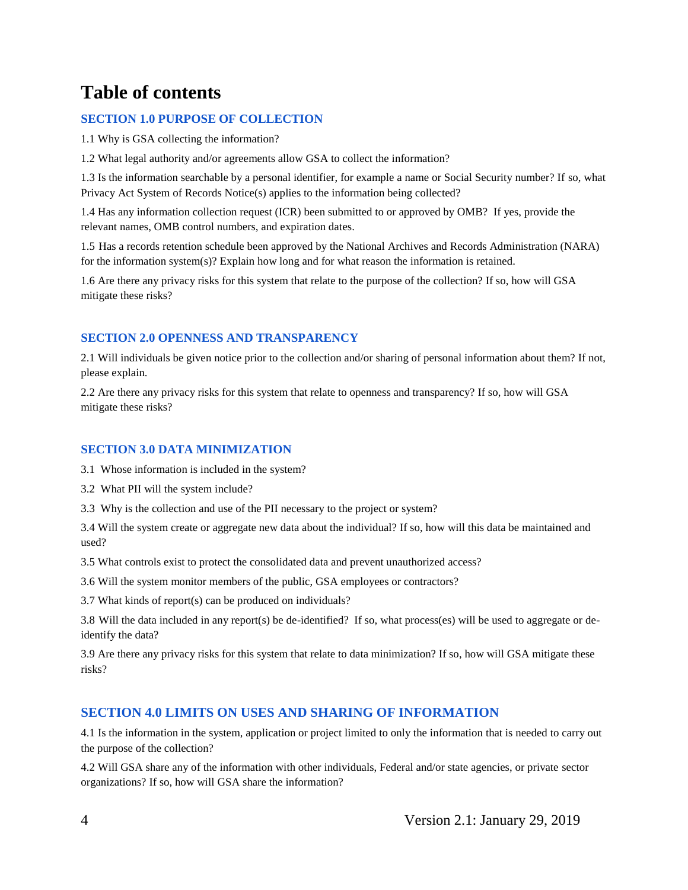# Table of contents

## SECTION 1.0 PURPOSE OF COLLECTION

1.1 Why is GSA collecting the information?

1.2 What legal authority and/or agreements allow GSA to collect the information?

1.3 Is the information searchable by a personal identifier, for example a name or Social Security number? If so, what Privacy Act System of Records Notice(s) applies to the information being collected?

1.4 Has any information collection request (ICR) been submitted to or approved by OMB? If yes, provide the relevant names, OMB control numbers, and expiration dates.

1.5 Has a records retention schedule been approved by the National Archives and Records Administration (NARA) for the information system(s)? Explain how long and for what reason the information is retained.

1.6 Are there any privacy risks for this system that relate to the purpose of the collection? If so, how will GSA mitigate these risks?

## SECTION 2.0 OPENNESS AND TRANSPARENCY

2.1 Will individuals be given notice prior to the collection and/or sharing of personal information about them? If not, please explain.

2.2 Are there any privacy risks for this system that relate to openness and transparency? If so, how will GSA mitigate these risks?

## SECTION 3.0 DATA MINIMIZATION

3.1 Whose information is included in the system?

3.2 What PII will the system include?

3.3 Why is the collection and use of the PII necessary to the project or system?

3.4 Will the system create or aggregate new data about the individual? If so, how will this data be maintained and used?

3.5 What controls exist to protect the consolidated data and prevent unauthorized access?

3.6 Will the system monitor members of the public, GSA employees or contractors?

3.7 What kinds of report(s) can be produced on individuals?

3.8 Will the data included in any report(s) be de-identified? If so, what process(es) will be used to aggregate or de-identify the data?

3.9 Are there any privacy risks for this system that relate to data minimization? If so, how will GSA mitigate these risks?

## SECTION 4.0 LIMITS ON USES AND SHARING OF INFORMATION

4.1 Is the information in the system, application or project limited to only the information that is needed to carry out the purpose of the collection?

4.2 Will GSA share any of the information with other individuals, Federal and/or state agencies, or private sector organizations? If so, how will GSA share the information?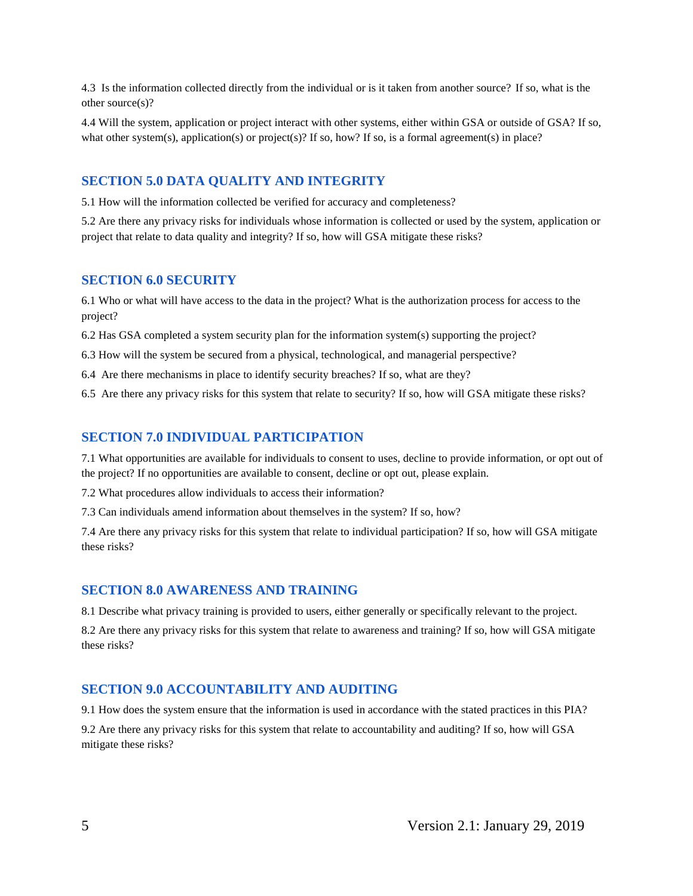4.3 Is the information collected directly from the individual or is it taken from another source? If so, what is the other source(s)?

4.4 Will the system, application or project interact with other systems, either within GSA or outside of GSA? If so, what other system(s), application(s) or project(s)? If so, how? If so, is a formal agreement(s) in place?

## SECTION 5.0 DATA QUALITY AND INTEGRITY

5.1 How will the information collected be verified for accuracy and completeness?

5.2 Are there any privacy risks for individuals whose information is collected or used by the system, application or project that relate to data quality and integrity? If so, how will GSA mitigate these risks?

## SECTION 6.0 SECURITY

6.1 Who or what will have access to the data in the project? What is the authorization process for access to the project?

6.2 Has GSA completed a system security plan for the information system(s) supporting the project?

6.3 How will the system be secured from a physical, technological, and managerial perspective?

6.4 Are there mechanisms in place to identify security breaches? If so, what are they?

6.5 Are there any privacy risks for this system that relate to security? If so, how will GSA mitigate these risks?

## SECTION 7.0 INDIVIDUAL PARTICIPATION

7.1 What opportunities are available for individuals to consent to uses, decline to provide information, or opt out of the project? If no opportunities are available to consent, decline or opt out, please explain.

7.2 What procedures allow individuals to access their information?

7.3 Can individuals amend information about themselves in the system? If so, how?

7.4 Are there any privacy risks for this system that relate to individual participation? If so, how will GSA mitigate these risks?

## SECTION 8.0 AWARENESS AND TRAINING

8.1 Describe what privacy training is provided to users, either generally or specifically relevant to the project.

8.2 Are there any privacy risks for this system that relate to awareness and training? If so, how will GSA mitigate these risks?

## SECTION 9.0 ACCOUNTABILITY AND AUDITING

9.1 How does the system ensure that the information is used in accordance with the stated practices in this PIA?

9.2 Are there any privacy risks for this system that relate to accountability and auditing? If so, how will GSA mitigate these risks?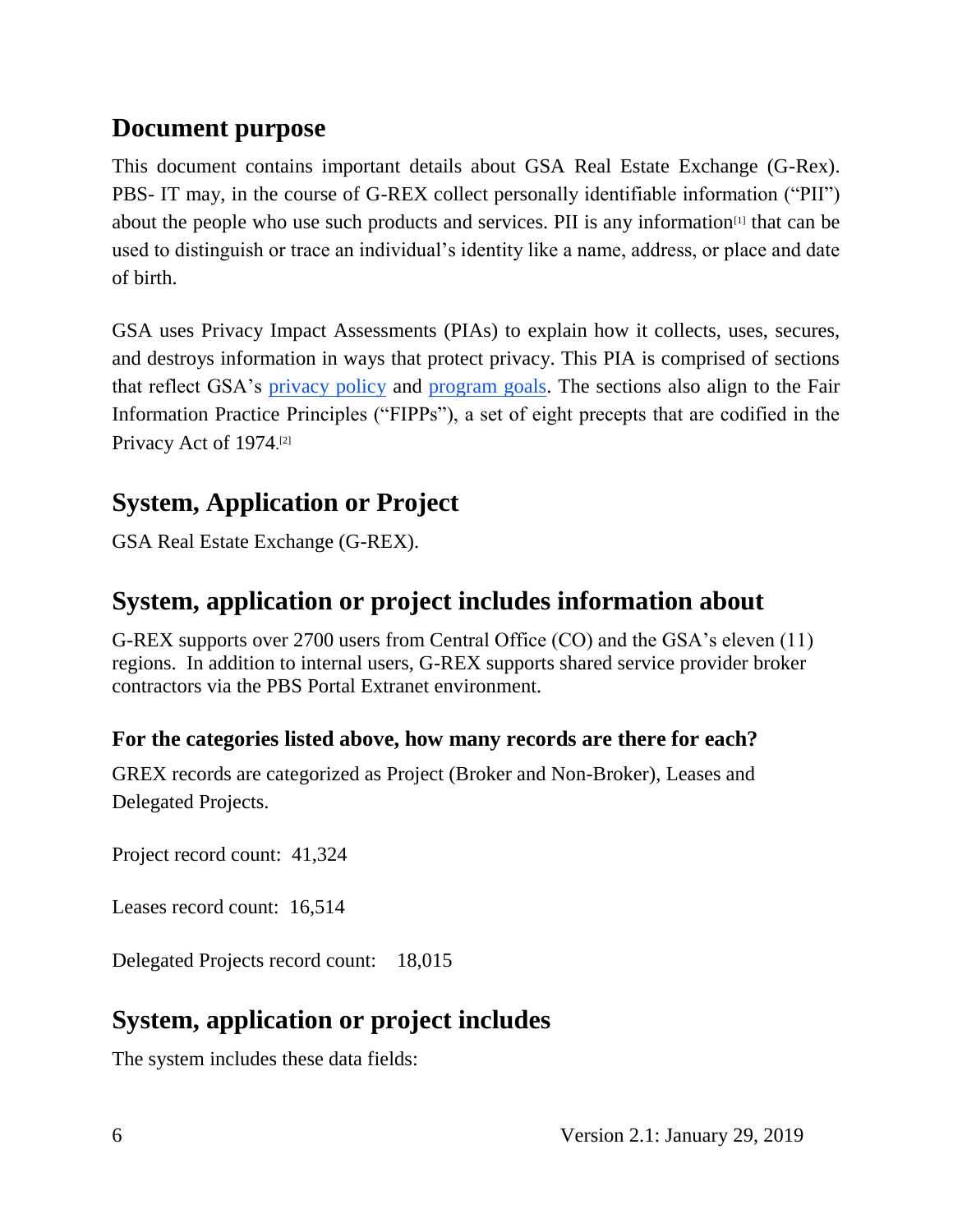## Document purpose

This document contains important details about GSA Real Estate Exchange (G-Rex). PBS- IT may, in the course of G-REX collect personally identifiable information ("PII") about the people who use such products and services. PII is any information[1] that can be used to distinguish or trace an individual's identity like a name, address, or place and date of birth.

GSA uses Privacy Impact Assessments (PIAs) to explain how it collects, uses, secures, and destroys information in ways that protect privacy. This PIA is comprised of sections that reflect GSA's privacy policy and program goals. The sections also align to the Fair Information Practice Principles ("FIPPs"), a set of eight precepts that are codified in the Privacy Act of 1974.[2]

## System, Application or Project

GSA Real Estate Exchange (G-REX).

## System, application or project includes information about

G-REX supports over 2700 users from Central Office (CO) and the GSA's eleven (11) regions. In addition to internal users, G-REX supports shared service provider broker contractors via the PBS Portal Extranet environment.

### For the categories listed above, how many records are there for each?

GREX records are categorized as Project (Broker and Non-Broker), Leases and Delegated Projects.

Project record count: 41,324

Leases record count: 16,514

Delegated Projects record count: 18,015

## System, application or project includes

The system includes these data fields: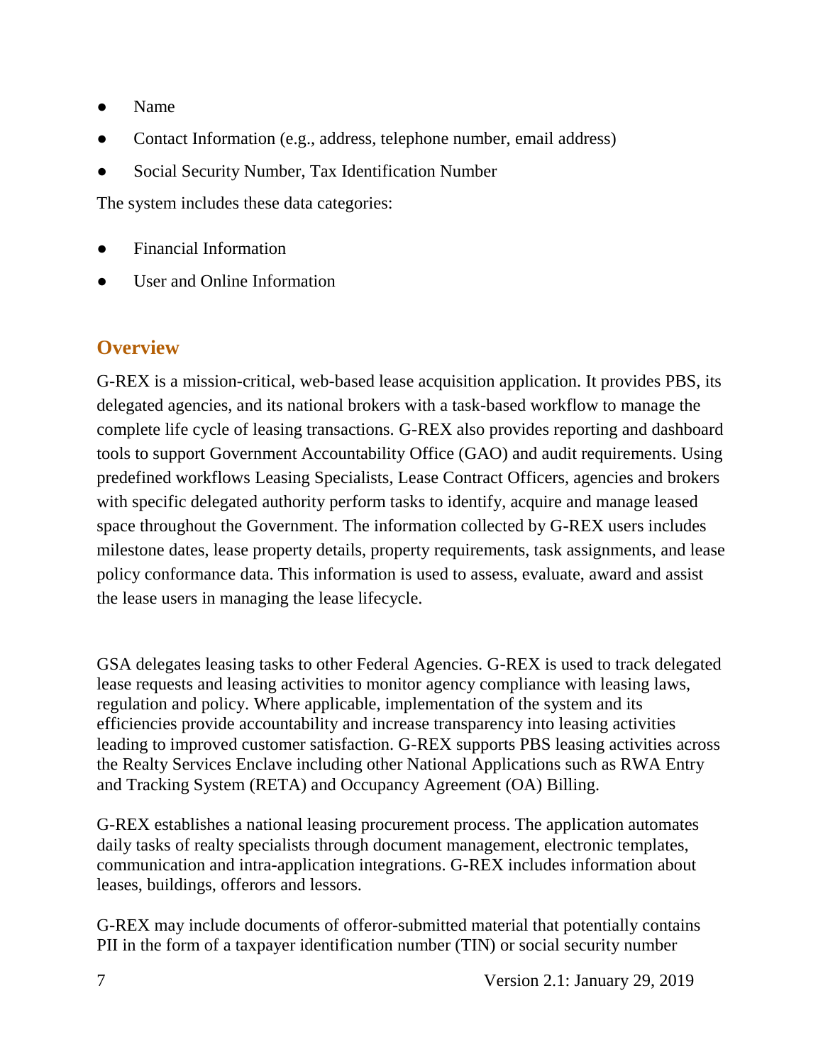- Name
- Contact Information (e.g., address, telephone number, email address)
- Social Security Number, Tax Identification Number

The system includes these data categories:

- Financial Information
- User and Online Information

## Overview

G-REX is a mission-critical, web-based lease acquisition application. It provides PBS, its delegated agencies, and its national brokers with a task-based workflow to manage the complete life cycle of leasing transactions. G-REX also provides reporting and dashboard tools to support Government Accountability Office (GAO) and audit requirements. Using predefined workflows Leasing Specialists, Lease Contract Officers, agencies and brokers with specific delegated authority perform tasks to identify, acquire and manage leased space throughout the Government. The information collected by G-REX users includes milestone dates, lease property details, property requirements, task assignments, and lease policy conformance data. This information is used to assess, evaluate, award and assist the lease users in managing the lease lifecycle.

GSA delegates leasing tasks to other Federal Agencies. G-REX is used to track delegated lease requests and leasing activities to monitor agency compliance with leasing laws, regulation and policy. Where applicable, implementation of the system and its efficiencies provide accountability and increase transparency into leasing activities leading to improved customer satisfaction. G-REX supports PBS leasing activities across the Realty Services Enclave including other National Applications such as RWA Entry and Tracking System (RETA) and Occupancy Agreement (OA) Billing.

G-REX establishes a national leasing procurement process. The application automates daily tasks of realty specialists through document management, electronic templates, communication and intra-application integrations. G-REX includes information about leases, buildings, offerors and lessors.

G-REX may include documents of offeror-submitted material that potentially contains PII in the form of a taxpayer identification number (TIN) or social security number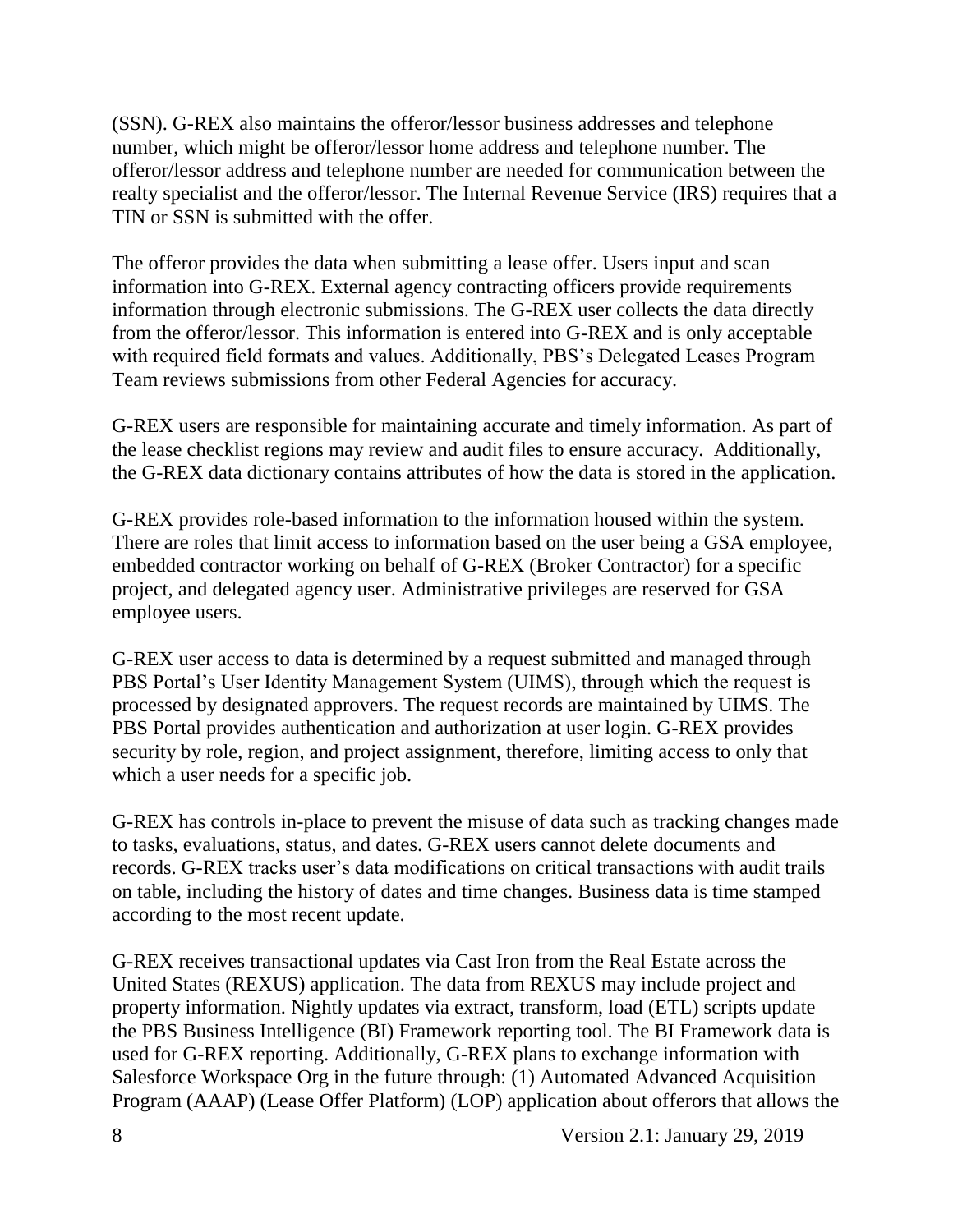(SSN). G-REX also maintains the offeror/lessor business addresses and telephone number, which might be offeror/lessor home address and telephone number. The offeror/lessor address and telephone number are needed for communication between the realty specialist and the offeror/lessor. The Internal Revenue Service (IRS) requires that a TIN or SSN is submitted with the offer.

The offeror provides the data when submitting a lease offer. Users input and scan information into G-REX. External agency contracting officers provide requirements information through electronic submissions. The G-REX user collects the data directly from the offeror/lessor. This information is entered into G-REX and is only acceptable with required field formats and values. Additionally, PBS's Delegated Leases Program Team reviews submissions from other Federal Agencies for accuracy.

G-REX users are responsible for maintaining accurate and timely information. As part of the lease checklist regions may review and audit files to ensure accuracy. Additionally, the G-REX data dictionary contains attributes of how the data is stored in the application.

G-REX provides role-based information to the information housed within the system. There are roles that limit access to information based on the user being a GSA employee, embedded contractor working on behalf of G-REX (Broker Contractor) for a specific project, and delegated agency user. Administrative privileges are reserved for GSA employee users.

G-REX user access to data is determined by a request submitted and managed through PBS Portal's User Identity Management System (UIMS), through which the request is processed by designated approvers. The request records are maintained by UIMS. The PBS Portal provides authentication and authorization at user login. G-REX provides security by role, region, and project assignment, therefore, limiting access to only that which a user needs for a specific job.

G-REX has controls in-place to prevent the misuse of data such as tracking changes made to tasks, evaluations, status, and dates. G-REX users cannot delete documents and records. G-REX tracks user's data modifications on critical transactions with audit trails on table, including the history of dates and time changes. Business data is time stamped according to the most recent update.

G-REX receives transactional updates via Cast Iron from the Real Estate across the United States (REXUS) application. The data from REXUS may include project and property information. Nightly updates via extract, transform, load (ETL) scripts update the PBS Business Intelligence (BI) Framework reporting tool. The BI Framework data is used for G-REX reporting. Additionally, G-REX plans to exchange information with Salesforce Workspace Org in the future through: (1) Automated Advanced Acquisition Program (AAAP) (Lease Offer Platform) (LOP) application about offerors that allows the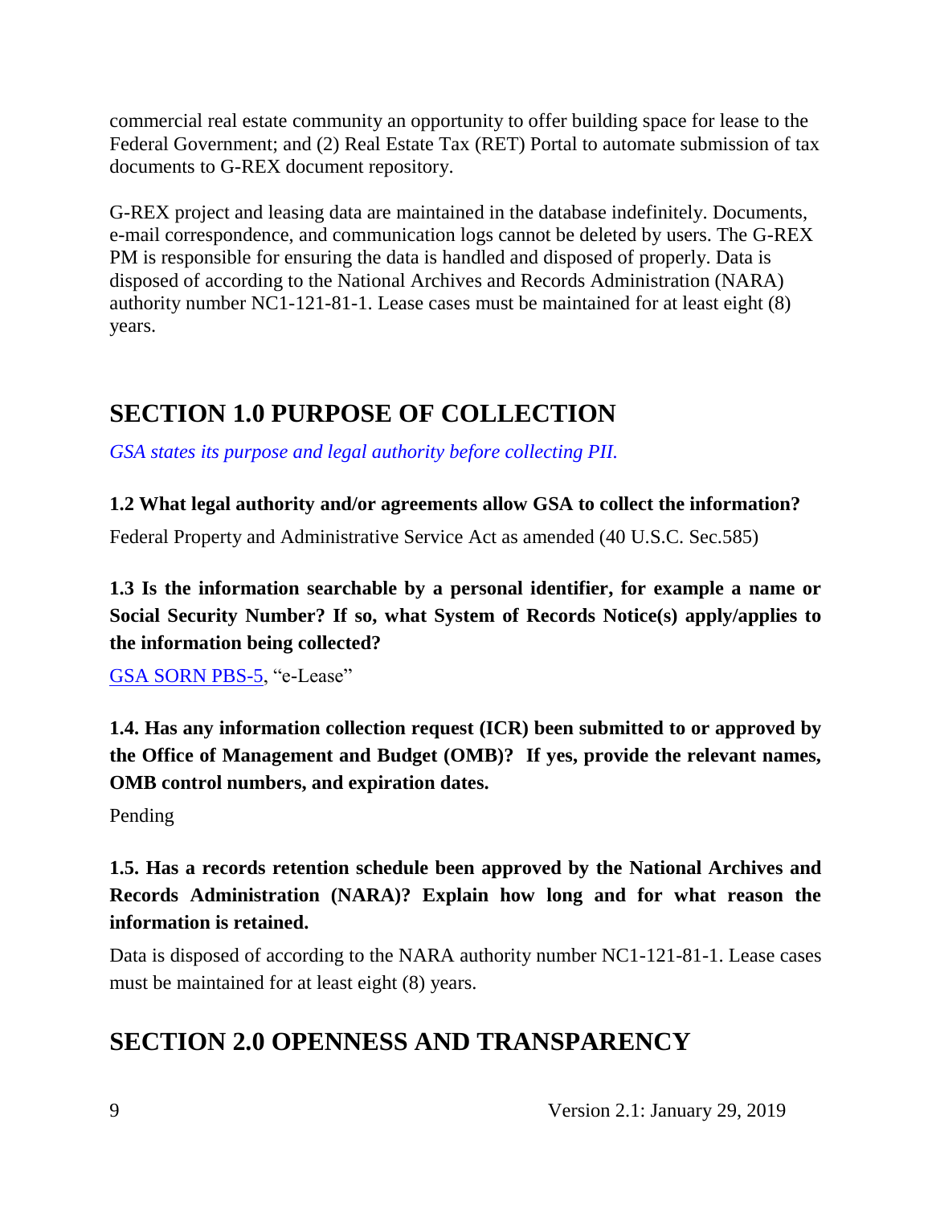commercial real estate community an opportunity to offer building space for lease to the Federal Government; and (2) Real Estate Tax (RET) Portal to automate submission of tax documents to G-REX document repository.

G-REX project and leasing data are maintained in the database indefinitely. Documents, e-mail correspondence, and communication logs cannot be deleted by users. The G-REX PM is responsible for ensuring the data is handled and disposed of properly. Data is disposed of according to the National Archives and Records Administration (NARA) authority number NC1-121-81-1. Lease cases must be maintained for at least eight (8) years.

## SECTION 1.0 PURPOSE OF COLLECTION

*GSA states its purpose and legal authority before collecting PII.*

**1.2 What legal authority and/or agreements allow GSA to collect the information?**

Federal Property and Administrative Service Act as amended (40 U.S.C. Sec.585)

**1.3 Is the information searchable by a personal identifier, for example a name or Social Security Number? If so, what System of Records Notice(s) apply/applies to the information being collected?**

GSA SORN PBS-5, "e-Lease"

**1.4. Has any information collection request (ICR) been submitted to or approved by the Office of Management and Budget (OMB)? If yes, provide the relevant names, OMB control numbers, and expiration dates.**

Pending

**1.5. Has a records retention schedule been approved by the National Archives and Records Administration (NARA)? Explain how long and for what reason the information is retained.**

Data is disposed of according to the NARA authority number NC1-121-81-1. Lease cases must be maintained for at least eight (8) years.

## SECTION 2.0 OPENNESS AND TRANSPARENCY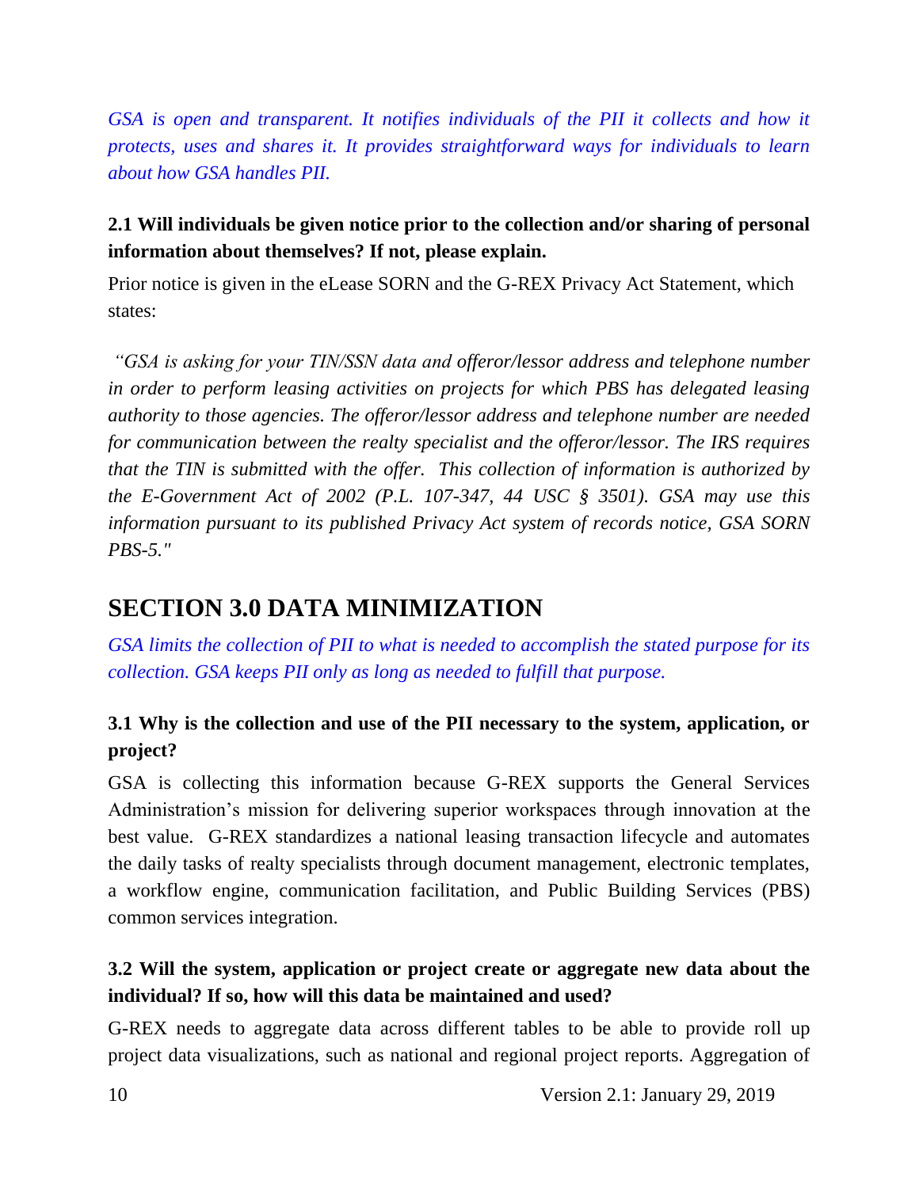*GSA is open and transparent. It notifies individuals of the PII it collects and how it protects, uses and shares it. It provides straightforward ways for individuals to learn about how GSA handles PII.*

**2.1 Will individuals be given notice prior to the collection and/or sharing of personal information about themselves? If not, please explain.**

Prior notice is given in the eLease SORN and the G-REX Privacy Act Statement, which states:

*"GSA is asking for your TIN/SSN data and offeror/lessor address and telephone number in order to perform leasing activities on projects for which PBS has delegated leasing authority to those agencies. The offeror/lessor address and telephone number are needed for communication between the realty specialist and the offeror/lessor. The IRS requires that the TIN is submitted with the offer. This collection of information is authorized by the E-Government Act of 2002 (P.L. 107-347, 44 USC § 3501). GSA may use this information pursuant to its published Privacy Act system of records notice, GSA SORN PBS-5."*

## SECTION 3.0 DATA MINIMIZATION

*GSA limits the collection of PII to what is needed to accomplish the stated purpose for its collection. GSA keeps PII only as long as needed to fulfill that purpose.*

**3.1 Why is the collection and use of the PII necessary to the system, application, or project?**

GSA is collecting this information because G-REX supports the General Services Administration's mission for delivering superior workspaces through innovation at the best value. G-REX standardizes a national leasing transaction lifecycle and automates the daily tasks of realty specialists through document management, electronic templates, a workflow engine, communication facilitation, and Public Building Services (PBS) common services integration.

**3.2 Will the system, application or project create or aggregate new data about the individual? If so, how will this data be maintained and used?**

G-REX needs to aggregate data across different tables to be able to provide roll up project data visualizations, such as national and regional project reports. Aggregation of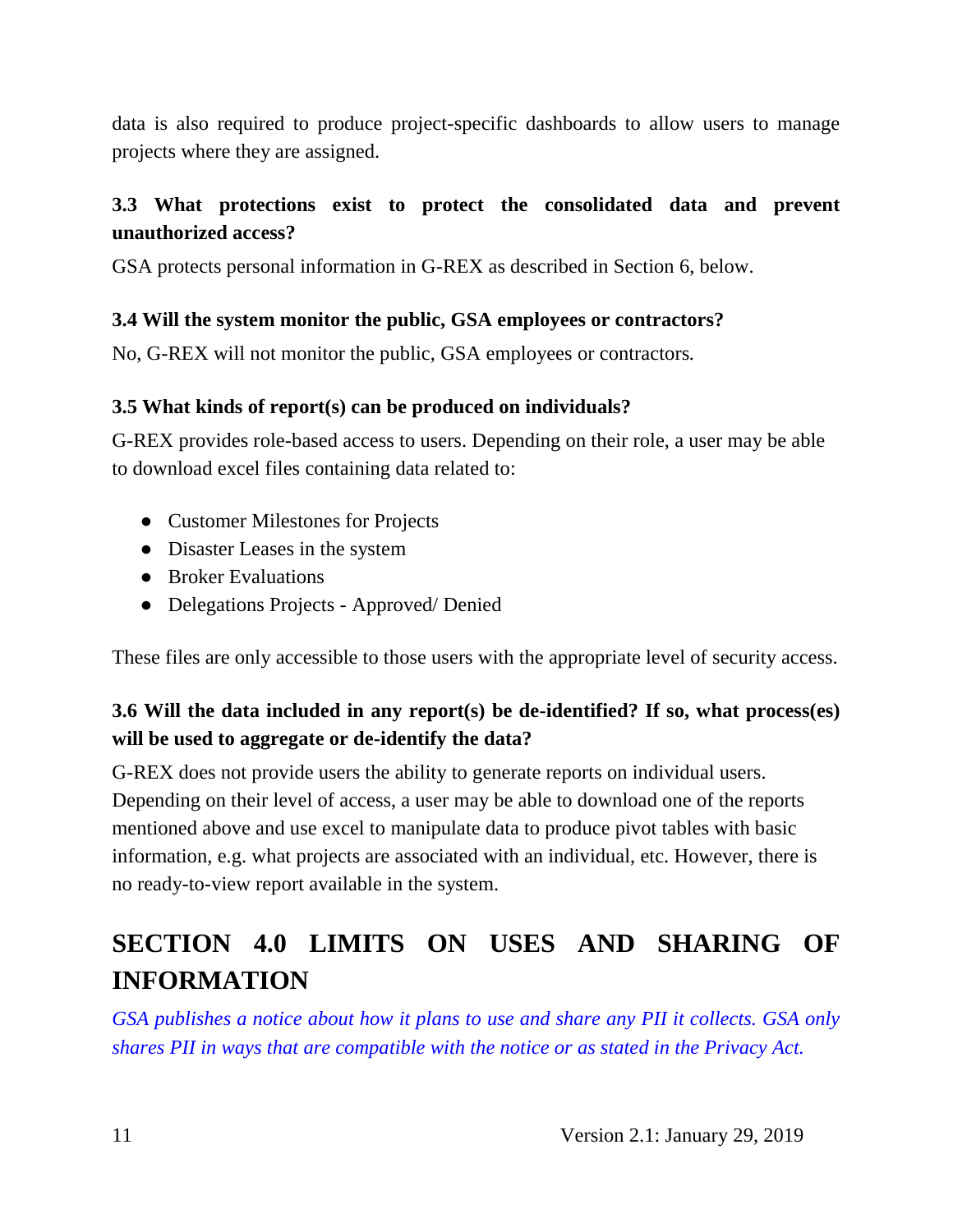data is also required to produce project-specific dashboards to allow users to manage projects where they are assigned.

### 3.3 What protections exist to protect the consolidated data and prevent unauthorized access?

GSA protects personal information in G-REX as described in Section 6, below.

### 3.4 Will the system monitor the public, GSA employees or contractors?

No, G-REX will not monitor the public, GSA employees or contractors.

### 3.5 What kinds of report(s) can be produced on individuals?

G-REX provides role-based access to users. Depending on their role, a user may be able to download excel files containing data related to:

- Customer Milestones for Projects
- Disaster Leases in the system
- Broker Evaluations
- Delegations Projects - Approved/ Denied

These files are only accessible to those users with the appropriate level of security access.

### 3.6 Will the data included in any report(s) be de-identified? If so, what process(es) will be used to aggregate or de-identify the data?

G-REX does not provide users the ability to generate reports on individual users. Depending on their level of access, a user may be able to download one of the reports mentioned above and use excel to manipulate data to produce pivot tables with basic information, e.g. what projects are associated with an individual, etc. However, there is no ready-to-view report available in the system.

## SECTION 4.0 LIMITS ON USES AND SHARING OF INFORMATION

*GSA publishes a notice about how it plans to use and share any PII it collects. GSA only shares PII in ways that are compatible with the notice or as stated in the Privacy Act.*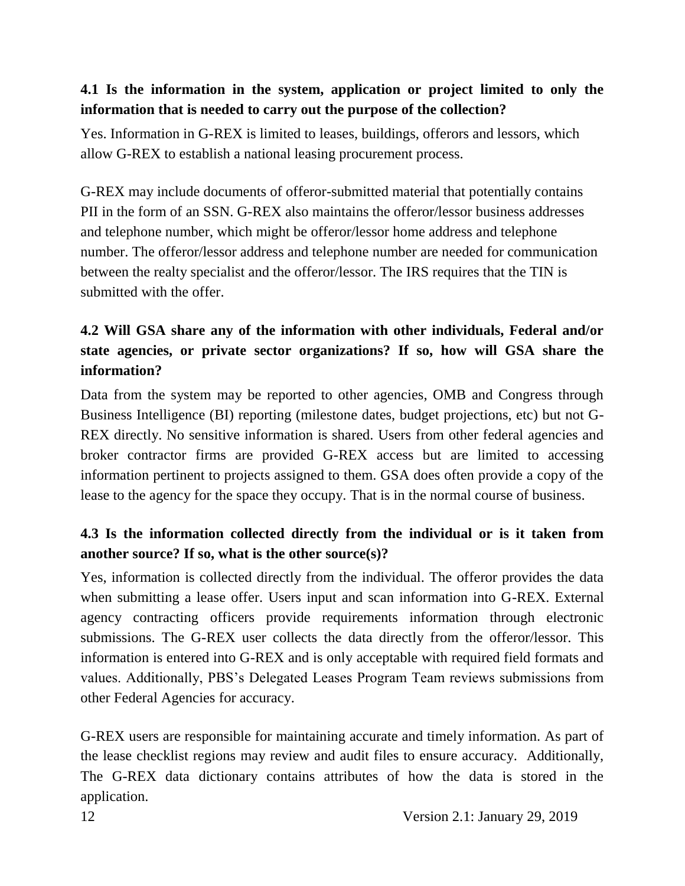### 4.1 Is the information in the system, application or project limited to only the information that is needed to carry out the purpose of the collection?

Yes. Information in G-REX is limited to leases, buildings, offerors and lessors, which allow G-REX to establish a national leasing procurement process.

G-REX may include documents of offeror-submitted material that potentially contains PII in the form of an SSN. G-REX also maintains the offeror/lessor business addresses and telephone number, which might be offeror/lessor home address and telephone number. The offeror/lessor address and telephone number are needed for communication between the realty specialist and the offeror/lessor. The IRS requires that the TIN is submitted with the offer.

### 4.2 Will GSA share any of the information with other individuals, Federal and/or state agencies, or private sector organizations? If so, how will GSA share the information?

Data from the system may be reported to other agencies, OMB and Congress through Business Intelligence (BI) reporting (milestone dates, budget projections, etc) but not G-REX directly. No sensitive information is shared. Users from other federal agencies and broker contractor firms are provided G-REX access but are limited to accessing information pertinent to projects assigned to them. GSA does often provide a copy of the lease to the agency for the space they occupy. That is in the normal course of business.

### 4.3 Is the information collected directly from the individual or is it taken from another source? If so, what is the other source(s)?

Yes, information is collected directly from the individual. The offeror provides the data when submitting a lease offer. Users input and scan information into G-REX. External agency contracting officers provide requirements information through electronic submissions. The G-REX user collects the data directly from the offeror/lessor. This information is entered into G-REX and is only acceptable with required field formats and values. Additionally, PBS's Delegated Leases Program Team reviews submissions from other Federal Agencies for accuracy.

G-REX users are responsible for maintaining accurate and timely information. As part of the lease checklist regions may review and audit files to ensure accuracy. Additionally, The G-REX data dictionary contains attributes of how the data is stored in the application.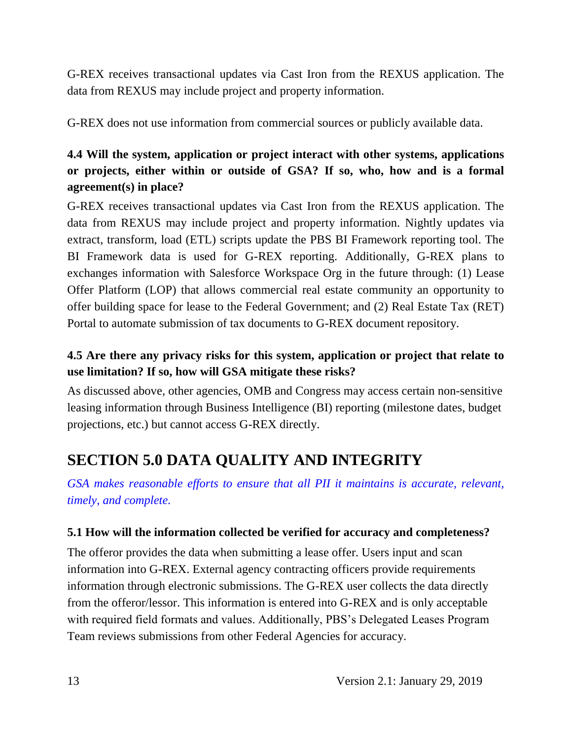G-REX receives transactional updates via Cast Iron from the REXUS application. The data from REXUS may include project and property information.

G-REX does not use information from commercial sources or publicly available data.

### 4.4 Will the system, application or project interact with other systems, applications or projects, either within or outside of GSA? If so, who, how and is a formal agreement(s) in place?

G-REX receives transactional updates via Cast Iron from the REXUS application. The data from REXUS may include project and property information. Nightly updates via extract, transform, load (ETL) scripts update the PBS BI Framework reporting tool. The BI Framework data is used for G-REX reporting. Additionally, G-REX plans to exchanges information with Salesforce Workspace Org in the future through: (1) Lease Offer Platform (LOP) that allows commercial real estate community an opportunity to offer building space for lease to the Federal Government; and (2) Real Estate Tax (RET) Portal to automate submission of tax documents to G-REX document repository.

### 4.5 Are there any privacy risks for this system, application or project that relate to use limitation? If so, how will GSA mitigate these risks?

As discussed above, other agencies, OMB and Congress may access certain non-sensitive leasing information through Business Intelligence (BI) reporting (milestone dates, budget projections, etc.) but cannot access G-REX directly.

## SECTION 5.0 DATA QUALITY AND INTEGRITY

*GSA makes reasonable efforts to ensure that all PII it maintains is accurate, relevant, timely, and complete.*

### 5.1 How will the information collected be verified for accuracy and completeness?

The offeror provides the data when submitting a lease offer. Users input and scan information into G-REX. External agency contracting officers provide requirements information through electronic submissions. The G-REX user collects the data directly from the offeror/lessor. This information is entered into G-REX and is only acceptable with required field formats and values. Additionally, PBS's Delegated Leases Program Team reviews submissions from other Federal Agencies for accuracy.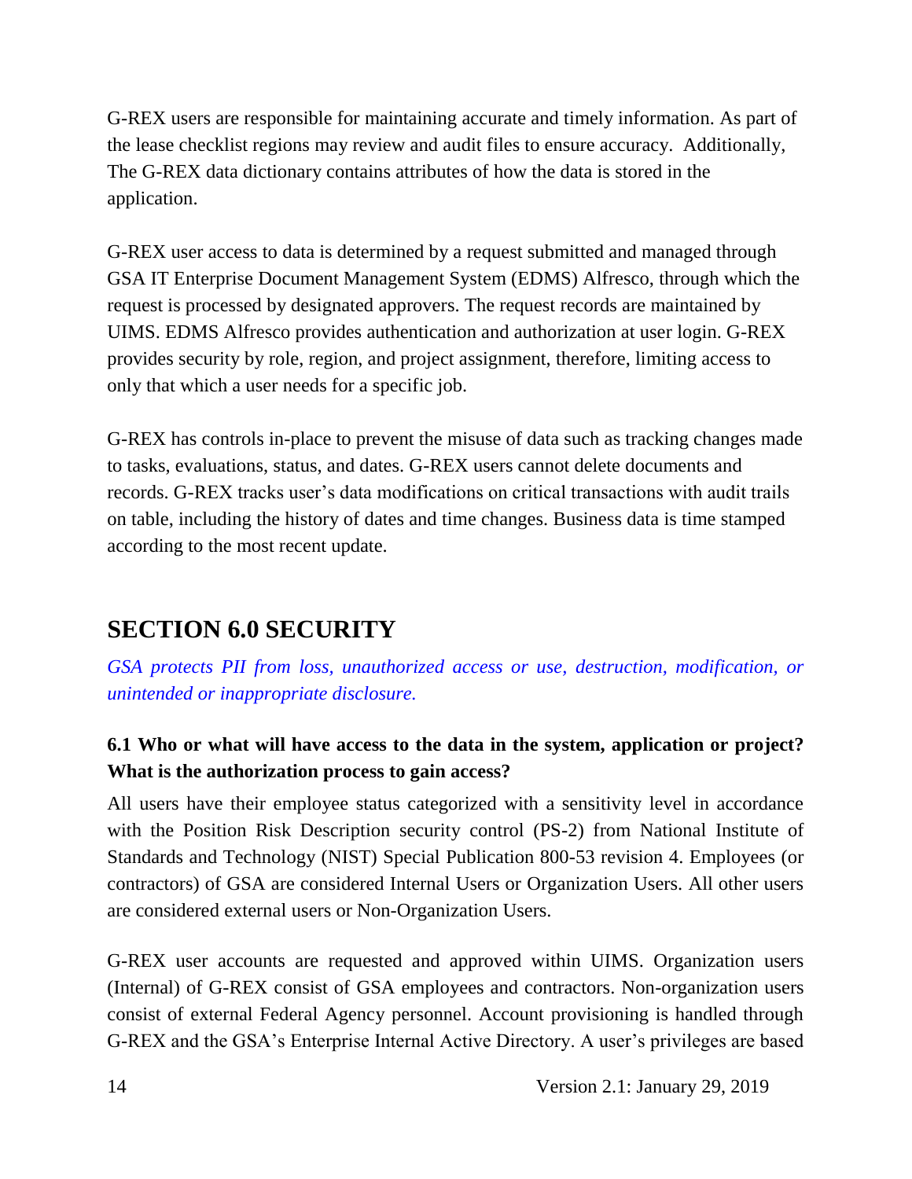G-REX users are responsible for maintaining accurate and timely information. As part of the lease checklist regions may review and audit files to ensure accuracy. Additionally, The G-REX data dictionary contains attributes of how the data is stored in the application.

G-REX user access to data is determined by a request submitted and managed through GSA IT Enterprise Document Management System (EDMS) Alfresco, through which the request is processed by designated approvers. The request records are maintained by UIMS. EDMS Alfresco provides authentication and authorization at user login. G-REX provides security by role, region, and project assignment, therefore, limiting access to only that which a user needs for a specific job.

G-REX has controls in-place to prevent the misuse of data such as tracking changes made to tasks, evaluations, status, and dates. G-REX users cannot delete documents and records. G-REX tracks user's data modifications on critical transactions with audit trails on table, including the history of dates and time changes. Business data is time stamped according to the most recent update.

## SECTION 6.0 SECURITY

*GSA protects PII from loss, unauthorized access or use, destruction, modification, or unintended or inappropriate disclosure.*

### 6.1 Who or what will have access to the data in the system, application or project? What is the authorization process to gain access?

All users have their employee status categorized with a sensitivity level in accordance with the Position Risk Description security control (PS-2) from National Institute of Standards and Technology (NIST) Special Publication 800-53 revision 4. Employees (or contractors) of GSA are considered Internal Users or Organization Users. All other users are considered external users or Non-Organization Users.

G-REX user accounts are requested and approved within UIMS. Organization users (Internal) of G-REX consist of GSA employees and contractors. Non-organization users consist of external Federal Agency personnel. Account provisioning is handled through G-REX and the GSA's Enterprise Internal Active Directory. A user's privileges are based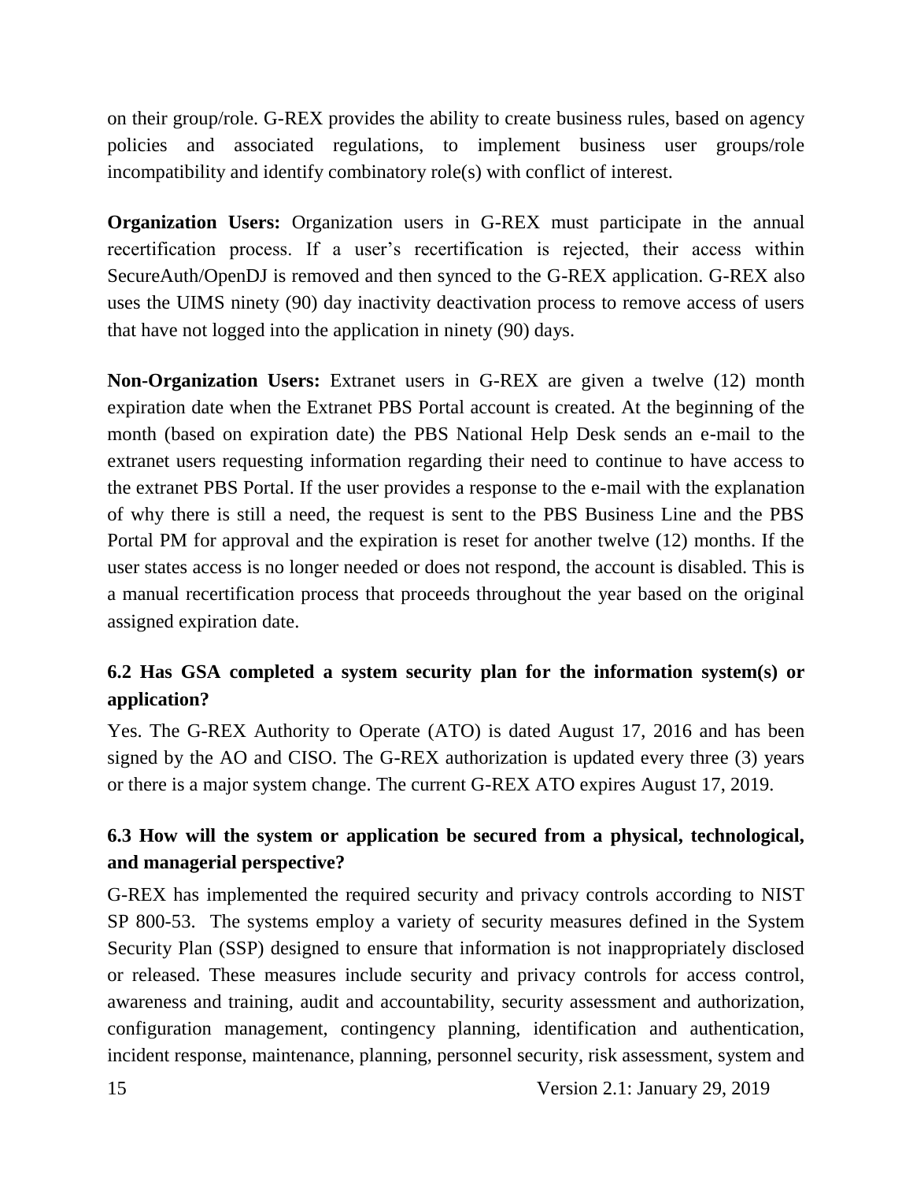on their group/role. G-REX provides the ability to create business rules, based on agency policies and associated regulations, to implement business user groups/role incompatibility and identify combinatory role(s) with conflict of interest.

**Organization Users:** Organization users in G-REX must participate in the annual recertification process. If a user's recertification is rejected, their access within SecureAuth/OpenDJ is removed and then synced to the G-REX application. G-REX also uses the UIMS ninety (90) day inactivity deactivation process to remove access of users that have not logged into the application in ninety (90) days.

**Non-Organization Users:** Extranet users in G-REX are given a twelve (12) month expiration date when the Extranet PBS Portal account is created. At the beginning of the month (based on expiration date) the PBS National Help Desk sends an e-mail to the extranet users requesting information regarding their need to continue to have access to the extranet PBS Portal. If the user provides a response to the e-mail with the explanation of why there is still a need, the request is sent to the PBS Business Line and the PBS Portal PM for approval and the expiration is reset for another twelve (12) months. If the user states access is no longer needed or does not respond, the account is disabled. This is a manual recertification process that proceeds throughout the year based on the original assigned expiration date.

### 6.2 Has GSA completed a system security plan for the information system(s) or application?

Yes. The G-REX Authority to Operate (ATO) is dated August 17, 2016 and has been signed by the AO and CISO. The G-REX authorization is updated every three (3) years or there is a major system change. The current G-REX ATO expires August 17, 2019.

### 6.3 How will the system or application be secured from a physical, technological, and managerial perspective?

G-REX has implemented the required security and privacy controls according to NIST SP 800-53. The systems employ a variety of security measures defined in the System Security Plan (SSP) designed to ensure that information is not inappropriately disclosed or released. These measures include security and privacy controls for access control, awareness and training, audit and accountability, security assessment and authorization, configuration management, contingency planning, identification and authentication, incident response, maintenance, planning, personnel security, risk assessment, system and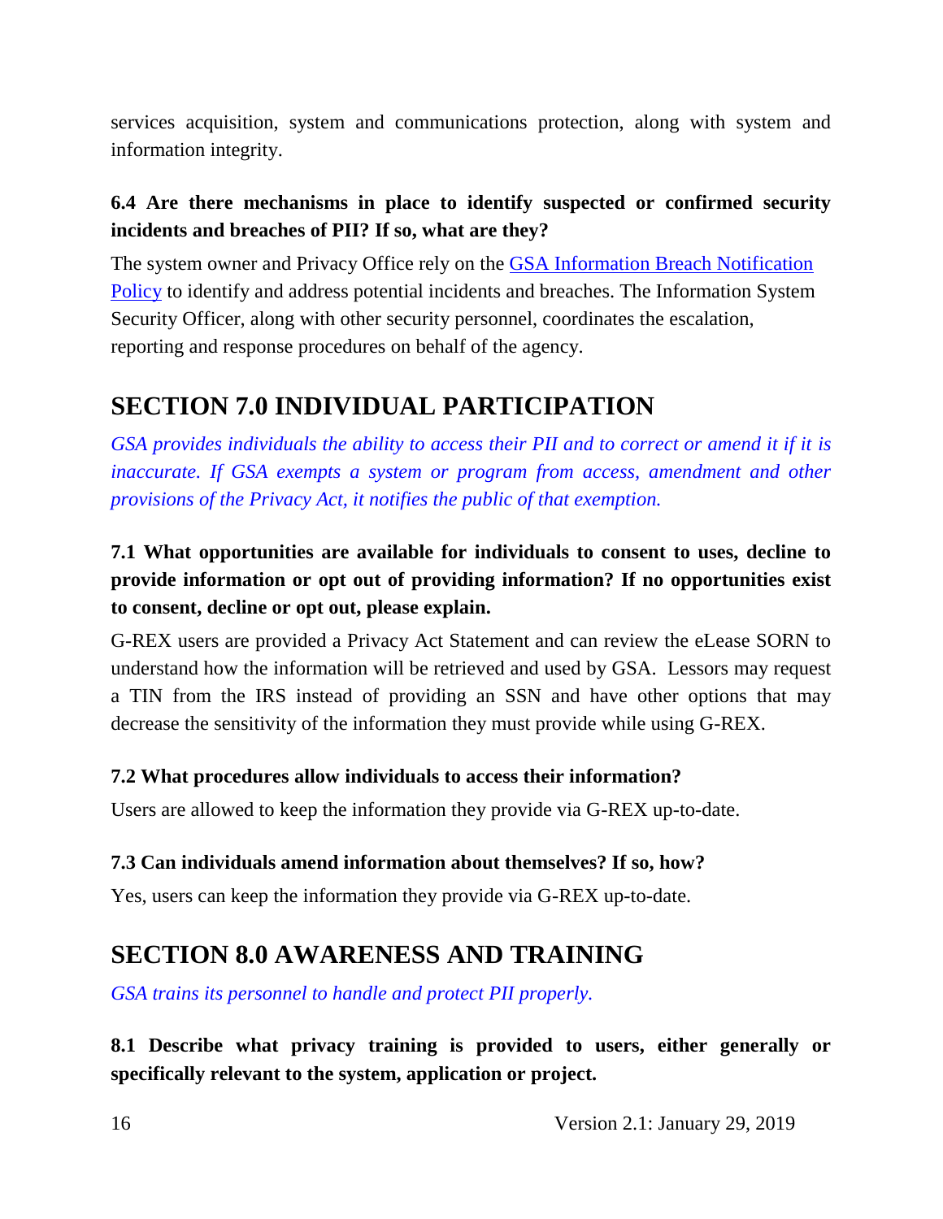services acquisition, system and communications protection, along with system and information integrity.

**6.4 Are there mechanisms in place to identify suspected or confirmed security incidents and breaches of PII? If so, what are they?**

The system owner and Privacy Office rely on the GSA Information Breach Notification Policy to identify and address potential incidents and breaches. The Information System Security Officer, along with other security personnel, coordinates the escalation, reporting and response procedures on behalf of the agency.

## SECTION 7.0 INDIVIDUAL PARTICIPATION

*GSA provides individuals the ability to access their PII and to correct or amend it if it is inaccurate. If GSA exempts a system or program from access, amendment and other provisions of the Privacy Act, it notifies the public of that exemption.*

**7.1 What opportunities are available for individuals to consent to uses, decline to provide information or opt out of providing information? If no opportunities exist to consent, decline or opt out, please explain.**

G-REX users are provided a Privacy Act Statement and can review the eLease SORN to understand how the information will be retrieved and used by GSA. Lessors may request a TIN from the IRS instead of providing an SSN and have other options that may decrease the sensitivity of the information they must provide while using G-REX.

**7.2 What procedures allow individuals to access their information?**

Users are allowed to keep the information they provide via G-REX up-to-date.

**7.3 Can individuals amend information about themselves? If so, how?**

Yes, users can keep the information they provide via G-REX up-to-date.

## SECTION 8.0 AWARENESS AND TRAINING

*GSA trains its personnel to handle and protect PII properly.*

**8.1 Describe what privacy training is provided to users, either generally or specifically relevant to the system, application or project.**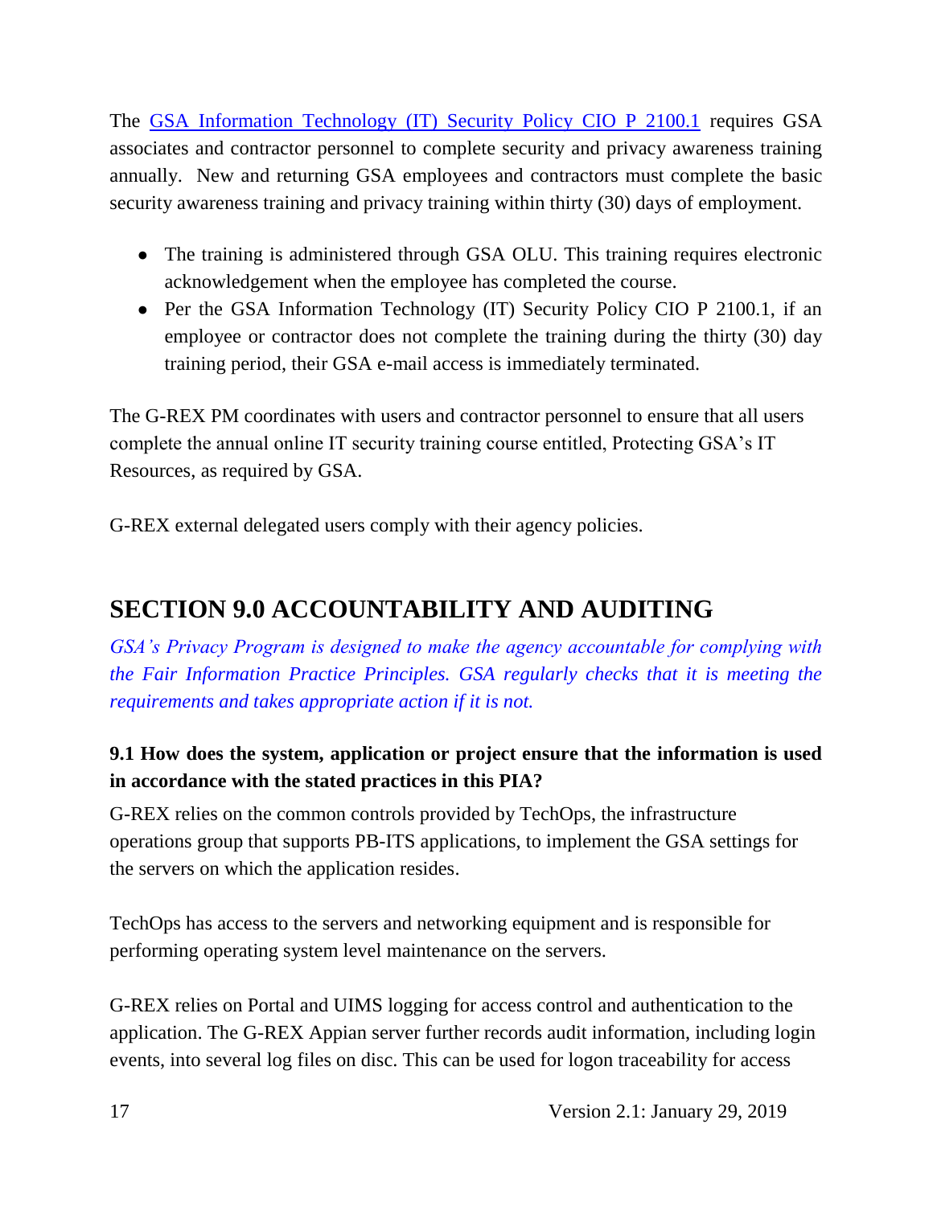The [GSA Information Technology (IT) Security Policy CIO P 2100.1](#) requires GSA associates and contractor personnel to complete security and privacy awareness training annually. New and returning GSA employees and contractors must complete the basic security awareness training and privacy training within thirty (30) days of employment.

- The training is administered through GSA OLU. This training requires electronic acknowledgement when the employee has completed the course.
- Per the GSA Information Technology (IT) Security Policy CIO P 2100.1, if an employee or contractor does not complete the training during the thirty (30) day training period, their GSA e-mail access is immediately terminated.

The G-REX PM coordinates with users and contractor personnel to ensure that all users complete the annual online IT security training course entitled, Protecting GSA's IT Resources, as required by GSA.

G-REX external delegated users comply with their agency policies.

## SECTION 9.0 ACCOUNTABILITY AND AUDITING

*GSA's Privacy Program is designed to make the agency accountable for complying with the Fair Information Practice Principles. GSA regularly checks that it is meeting the requirements and takes appropriate action if it is not.*

### 9.1 How does the system, application or project ensure that the information is used in accordance with the stated practices in this PIA?

G-REX relies on the common controls provided by TechOps, the infrastructure operations group that supports PB-ITS applications, to implement the GSA settings for the servers on which the application resides.

TechOps has access to the servers and networking equipment and is responsible for performing operating system level maintenance on the servers.

G-REX relies on Portal and UIMS logging for access control and authentication to the application. The G-REX Appian server further records audit information, including login events, into several log files on disc. This can be used for logon traceability for access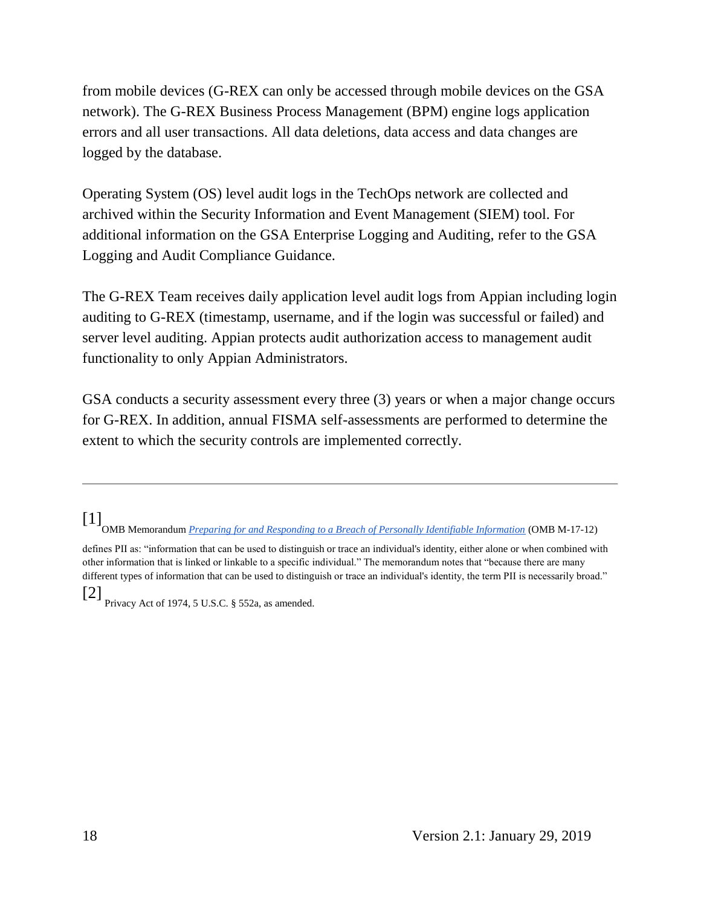from mobile devices (G-REX can only be accessed through mobile devices on the GSA network). The G-REX Business Process Management (BPM) engine logs application errors and all user transactions. All data deletions, data access and data changes are logged by the database.

Operating System (OS) level audit logs in the TechOps network are collected and archived within the Security Information and Event Management (SIEM) tool. For additional information on the GSA Enterprise Logging and Auditing, refer to the GSA Logging and Audit Compliance Guidance.

The G-REX Team receives daily application level audit logs from Appian including login auditing to G-REX (timestamp, username, and if the login was successful or failed) and server level auditing. Appian protects audit authorization access to management audit functionality to only Appian Administrators.

GSA conducts a security assessment every three (3) years or when a major change occurs for G-REX. In addition, annual FISMA self-assessments are performed to determine the extent to which the security controls are implemented correctly.

---

[1] OMB Memorandum *Preparing for and Responding to a Breach of Personally Identifiable Information* (OMB M-17-12) defines PII as: "information that can be used to distinguish or trace an individual's identity, either alone or when combined with other information that is linked or linkable to a specific individual." The memorandum notes that "because there are many different types of information that can be used to distinguish or trace an individual's identity, the term PII is necessarily broad."

[2] Privacy Act of 1974, 5 U.S.C. § 552a, as amended.